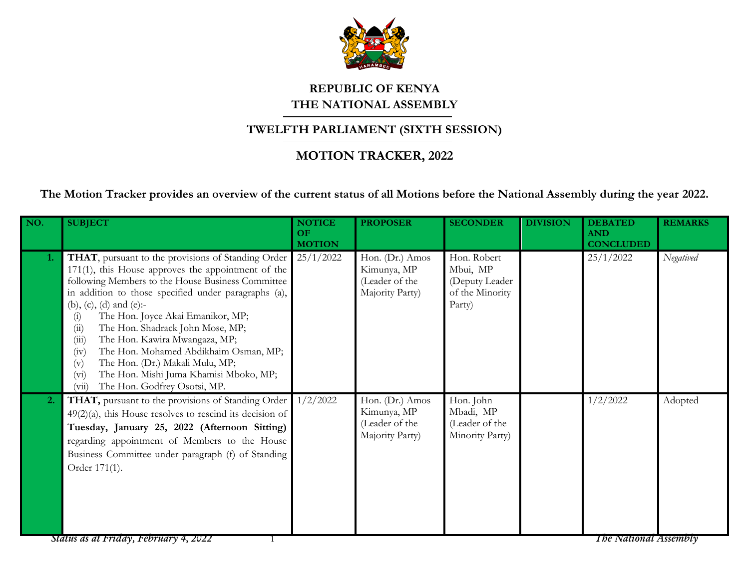# REPUBLIC OF KENYA

# THE NATIONAL ASSEMBLY

## TWELFTH PARLIAMENT (SIXTH SESSION)

## MOTION TRACKER, 2022

**The Motion Tracker provides an overview of the current status of all Motions before the National Assembly during the year 2022.**

| NO. | SUBJECT | NOTICE OF MOTION | PROPOSER | SECONDER | DIVISION | DEBATED AND CONCLUDED | REMARKS |
|---|---|---|---|---|---|---|---|
| 1. | **THAT**, pursuant to the provisions of Standing Order 171(1), this House approves the appointment of the following Members to the House Business Committee in addition to those specified under paragraphs (a), (b), (c), (d) and (e):- (i) The Hon. Joyce Akai Emanikor, MP; (ii) The Hon. Shadrack John Mose, MP; (iii) The Hon. Kawira Mwangaza, MP; (iv) The Hon. Mohamed Abdikhaim Osman, MP; (v) The Hon. (Dr.) Makali Mulu, MP; (vi) The Hon. Mishi Juma Khamisi Mboko, MP; (vii) The Hon. Godfrey Osotsi, MP. | 25/1/2022 | Hon. (Dr.) Amos Kimunya, MP (Leader of the Majority Party) | Hon. Robert Mbui, MP (Deputy Leader of the Minority Party) | | 25/1/2022 | *Negatived* |
| 2. | **THAT,** pursuant to the provisions of Standing Order 49(2)(a), this House resolves to rescind its decision of **Tuesday, January 25, 2022 (Afternoon Sitting)** regarding appointment of Members to the House Business Committee under paragraph (f) of Standing Order 171(1). | 1/2/2022 | Hon. (Dr.) Amos Kimunya, MP (Leader of the Majority Party) | Hon. John Mbadi, MP (Leader of the Minority Party) | | 1/2/2022 | Adopted |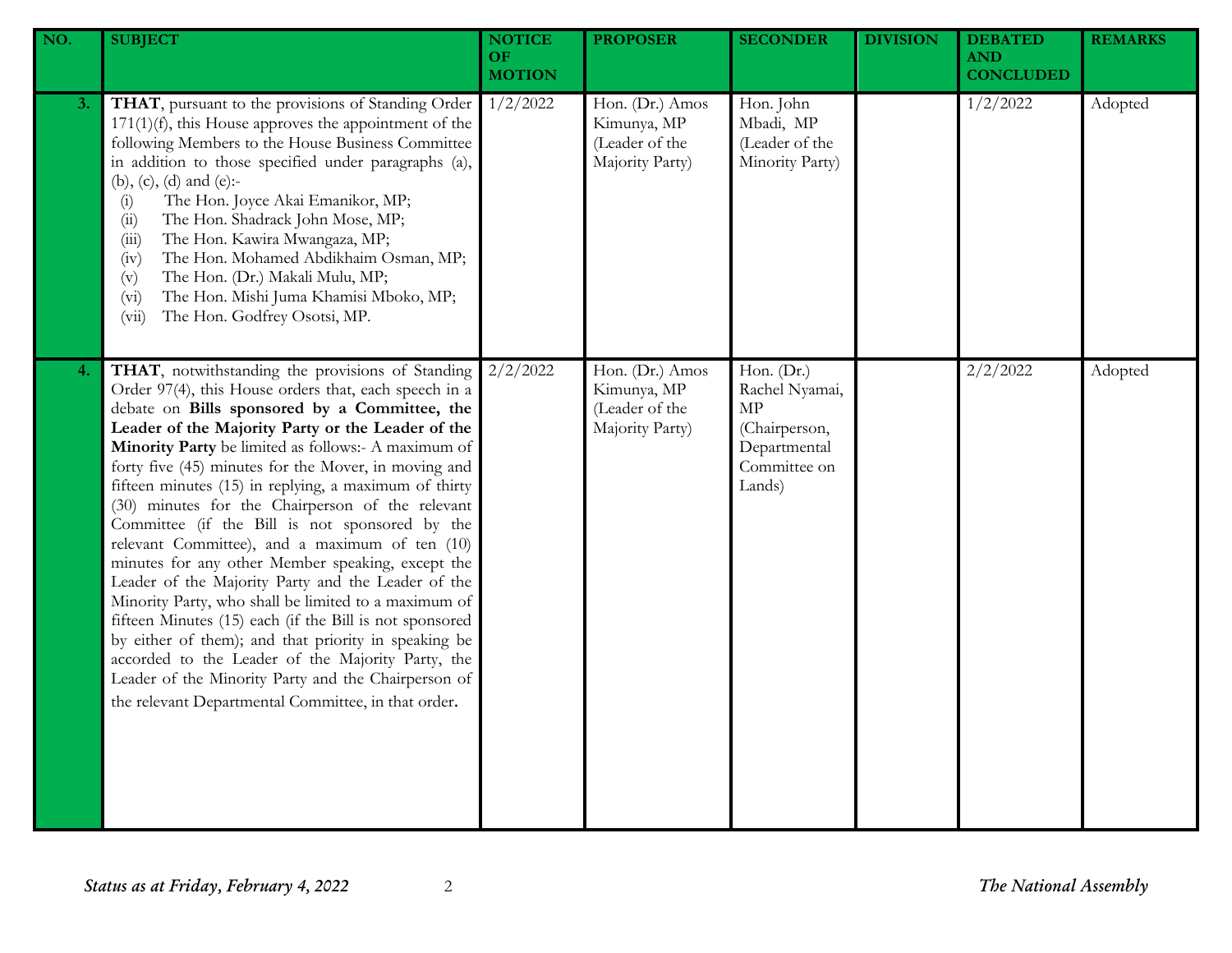| NO. | SUBJECT | NOTICE OF MOTION | PROPOSER | SECONDER | DIVISION | DEBATED AND CONCLUDED | REMARKS |
|---|---|---|---|---|---|---|---|
| 3. | **THAT**, pursuant to the provisions of Standing Order 171(1)(f), this House approves the appointment of the following Members to the House Business Committee in addition to those specified under paragraphs (a), (b), (c), (d) and (e):- (i) The Hon. Joyce Akai Emanikor, MP; (ii) The Hon. Shadrack John Mose, MP; (iii) The Hon. Kawira Mwangaza, MP; (iv) The Hon. Mohamed Abdikhaim Osman, MP; (v) The Hon. (Dr.) Makali Mulu, MP; (vi) The Hon. Mishi Juma Khamisi Mboko, MP; (vii) The Hon. Godfrey Osotsi, MP. | 1/2/2022 | Hon. (Dr.) Amos Kimunya, MP (Leader of the Majority Party) | Hon. John Mbadi, MP (Leader of the Minority Party) | | 1/2/2022 | Adopted |
| 4. | **THAT**, notwithstanding the provisions of Standing Order 97(4), this House orders that, each speech in a debate on **Bills sponsored by a Committee, the Leader of the Majority Party or the Leader of the Minority Party** be limited as follows:- A maximum of forty five (45) minutes for the Mover, in moving and fifteen minutes (15) in replying, a maximum of thirty (30) minutes for the Chairperson of the relevant Committee (if the Bill is not sponsored by the relevant Committee), and a maximum of ten (10) minutes for any other Member speaking, except the Leader of the Majority Party and the Leader of the Minority Party, who shall be limited to a maximum of fifteen Minutes (15) each (if the Bill is not sponsored by either of them); and that priority in speaking be accorded to the Leader of the Majority Party, the Leader of the Minority Party and the Chairperson of the relevant Departmental Committee, in that order. | 2/2/2022 | Hon. (Dr.) Amos Kimunya, MP (Leader of the Majority Party) | Hon. (Dr.) Rachel Nyamai, MP (Chairperson, Departmental Committee on Lands) | | 2/2/2022 | Adopted |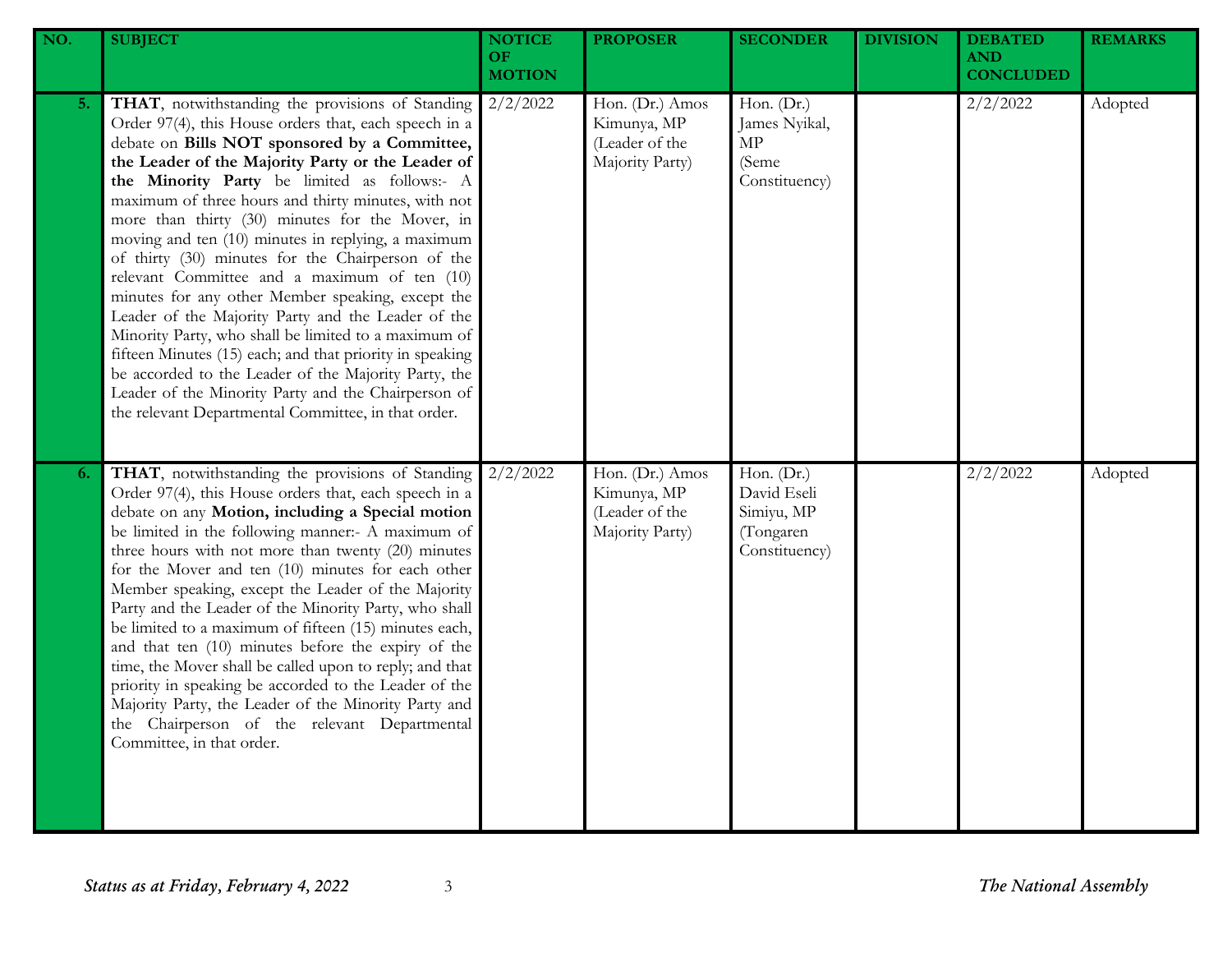| NO. | SUBJECT | NOTICE OF MOTION | PROPOSER | SECONDER | DIVISION | DEBATED AND CONCLUDED | REMARKS |
|---|---|---|---|---|---|---|---|
| 5. | **THAT**, notwithstanding the provisions of Standing Order 97(4), this House orders that, each speech in a debate on **Bills NOT sponsored by a Committee, the Leader of the Majority Party or the Leader of the Minority Party** be limited as follows:- A maximum of three hours and thirty minutes, with not more than thirty (30) minutes for the Mover, in moving and ten (10) minutes in replying, a maximum of thirty (30) minutes for the Chairperson of the relevant Committee and a maximum of ten (10) minutes for any other Member speaking, except the Leader of the Majority Party and the Leader of the Minority Party, who shall be limited to a maximum of fifteen Minutes (15) each; and that priority in speaking be accorded to the Leader of the Majority Party, the Leader of the Minority Party and the Chairperson of the relevant Departmental Committee, in that order. | 2/2/2022 | Hon. (Dr.) Amos Kimunya, MP (Leader of the Majority Party) | Hon. (Dr.) James Nyikal, MP (Seme Constituency) | | 2/2/2022 | Adopted |
| 6. | **THAT**, notwithstanding the provisions of Standing Order 97(4), this House orders that, each speech in a debate on any **Motion, including a Special motion** be limited in the following manner:- A maximum of three hours with not more than twenty (20) minutes for the Mover and ten (10) minutes for each other Member speaking, except the Leader of the Majority Party and the Leader of the Minority Party, who shall be limited to a maximum of fifteen (15) minutes each, and that ten (10) minutes before the expiry of the time, the Mover shall be called upon to reply; and that priority in speaking be accorded to the Leader of the Majority Party, the Leader of the Minority Party and the Chairperson of the relevant Departmental Committee, in that order. | 2/2/2022 | Hon. (Dr.) Amos Kimunya, MP (Leader of the Majority Party) | Hon. (Dr.) David Eseli Simiyu, MP (Tongaren Constituency) | | 2/2/2022 | Adopted |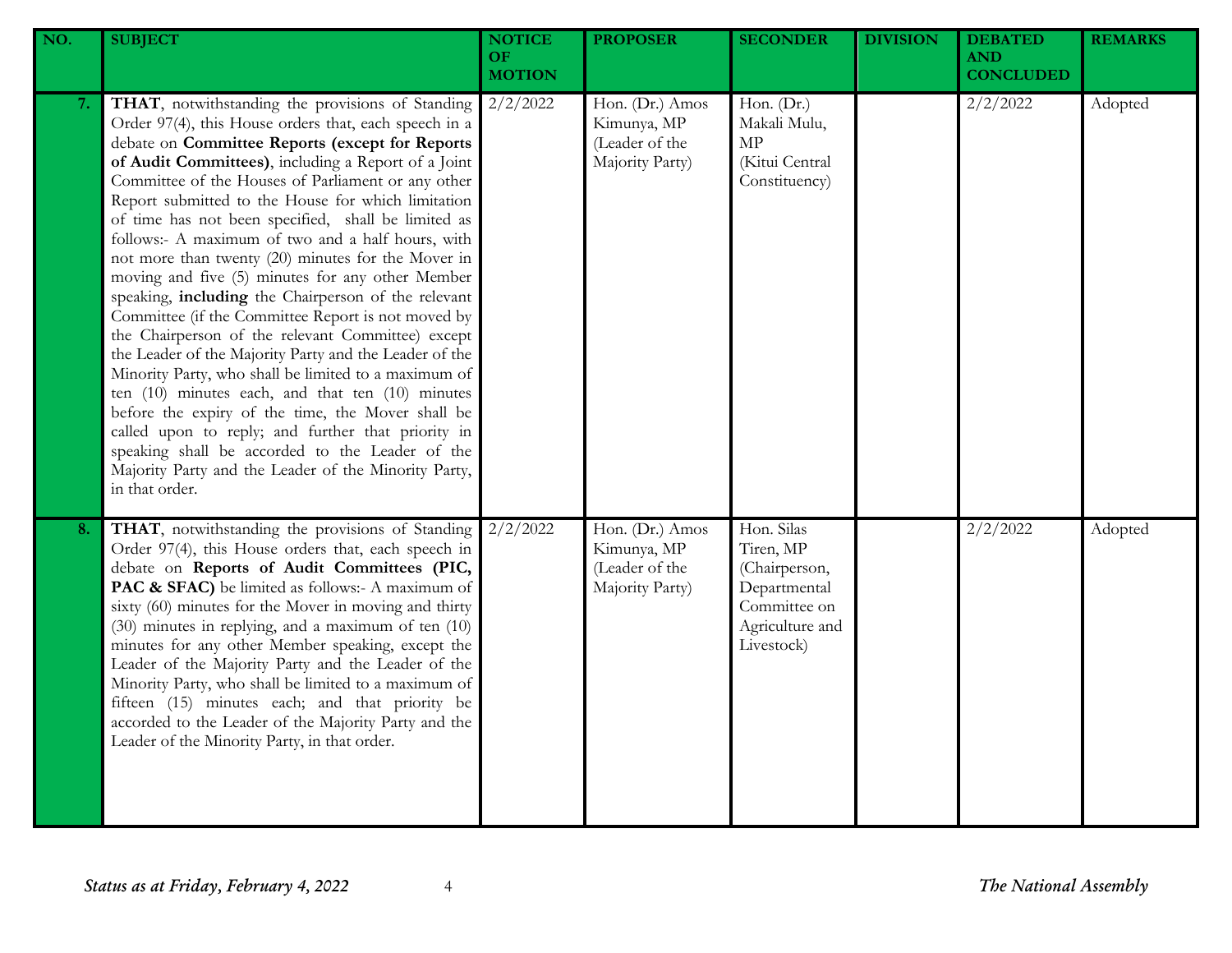| NO. | SUBJECT | NOTICE OF MOTION | PROPOSER | SECONDER | DIVISION | DEBATED AND CONCLUDED | REMARKS |
|---|---|---|---|---|---|---|---|
| 7. | **THAT**, notwithstanding the provisions of Standing Order 97(4), this House orders that, each speech in a debate on **Committee Reports (except for Reports of Audit Committees)**, including a Report of a Joint Committee of the Houses of Parliament or any other Report submitted to the House for which limitation of time has not been specified, shall be limited as follows:- A maximum of two and a half hours, with not more than twenty (20) minutes for the Mover in moving and five (5) minutes for any other Member speaking, **including** the Chairperson of the relevant Committee (if the Committee Report is not moved by the Chairperson of the relevant Committee) except the Leader of the Majority Party and the Leader of the Minority Party, who shall be limited to a maximum of ten (10) minutes each, and that ten (10) minutes before the expiry of the time, the Mover shall be called upon to reply; and further that priority in speaking shall be accorded to the Leader of the Majority Party and the Leader of the Minority Party, in that order. | 2/2/2022 | Hon. (Dr.) Amos Kimunya, MP (Leader of the Majority Party) | Hon. (Dr.) Makali Mulu, MP (Kitui Central Constituency) | | 2/2/2022 | Adopted |
| 8. | **THAT**, notwithstanding the provisions of Standing Order 97(4), this House orders that, each speech in debate on **Reports of Audit Committees (PIC, PAC & SFAC)** be limited as follows:- A maximum of sixty (60) minutes for the Mover in moving and thirty (30) minutes in replying, and a maximum of ten (10) minutes for any other Member speaking, except the Leader of the Majority Party and the Leader of the Minority Party, who shall be limited to a maximum of fifteen (15) minutes each; and that priority be accorded to the Leader of the Majority Party and the Leader of the Minority Party, in that order. | 2/2/2022 | Hon. (Dr.) Amos Kimunya, MP (Leader of the Majority Party) | Hon. Silas Tiren, MP (Chairperson, Departmental Committee on Agriculture and Livestock) | | 2/2/2022 | Adopted |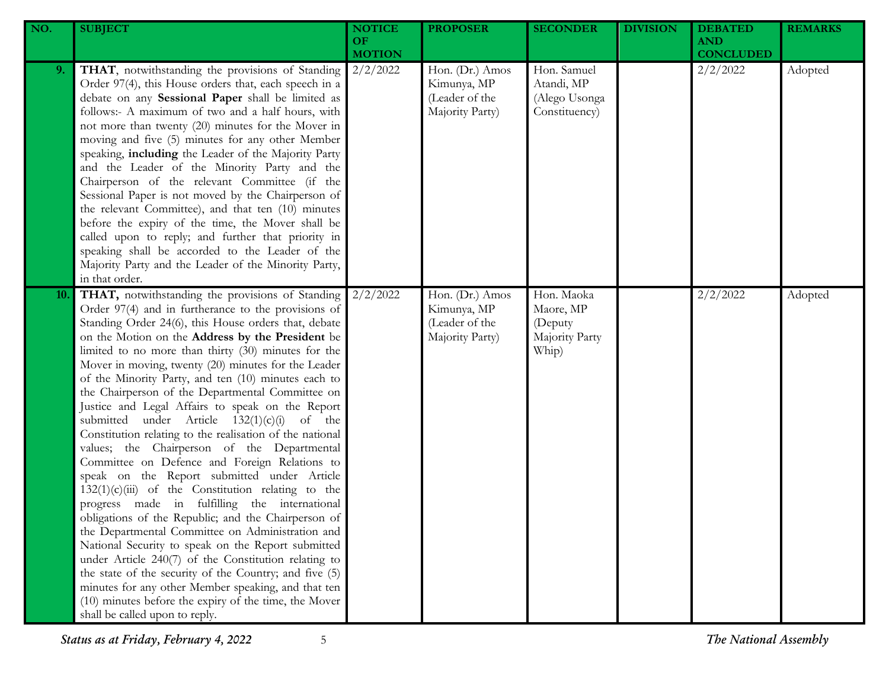| NO. | SUBJECT | NOTICE OF MOTION | PROPOSER | SECONDER | DIVISION | DEBATED AND CONCLUDED | REMARKS |
|---|---|---|---|---|---|---|---|
| 9. | **THAT**, notwithstanding the provisions of Standing Order 97(4), this House orders that, each speech in a debate on any **Sessional Paper** shall be limited as follows:- A maximum of two and a half hours, with not more than twenty (20) minutes for the Mover in moving and five (5) minutes for any other Member speaking, **including** the Leader of the Majority Party and the Leader of the Minority Party and the Chairperson of the relevant Committee (if the Sessional Paper is not moved by the Chairperson of the relevant Committee), and that ten (10) minutes before the expiry of the time, the Mover shall be called upon to reply; and further that priority in speaking shall be accorded to the Leader of the Majority Party and the Leader of the Minority Party, in that order. | 2/2/2022 | Hon. (Dr.) Amos Kimunya, MP (Leader of the Majority Party) | Hon. Samuel Atandi, MP (Alego Usonga Constituency) | | 2/2/2022 | Adopted |
| 10. | **THAT,** notwithstanding the provisions of Standing Order 97(4) and in furtherance to the provisions of Standing Order 24(6), this House orders that, debate on the Motion on the **Address by the President** be limited to no more than thirty (30) minutes for the Mover in moving, twenty (20) minutes for the Leader of the Minority Party, and ten (10) minutes each to the Chairperson of the Departmental Committee on Justice and Legal Affairs to speak on the Report submitted under Article 132(1)(c)(i) of the Constitution relating to the realisation of the national values; the Chairperson of the Departmental Committee on Defence and Foreign Relations to speak on the Report submitted under Article 132(1)(c)(iii) of the Constitution relating to the progress made in fulfilling the international obligations of the Republic; and the Chairperson of the Departmental Committee on Administration and National Security to speak on the Report submitted under Article 240(7) of the Constitution relating to the state of the security of the Country; and five (5) minutes for any other Member speaking, and that ten (10) minutes before the expiry of the time, the Mover shall be called upon to reply. | 2/2/2022 | Hon. (Dr.) Amos Kimunya, MP (Leader of the Majority Party) | Hon. Maoka Maore, MP (Deputy Majority Party Whip) | | 2/2/2022 | Adopted |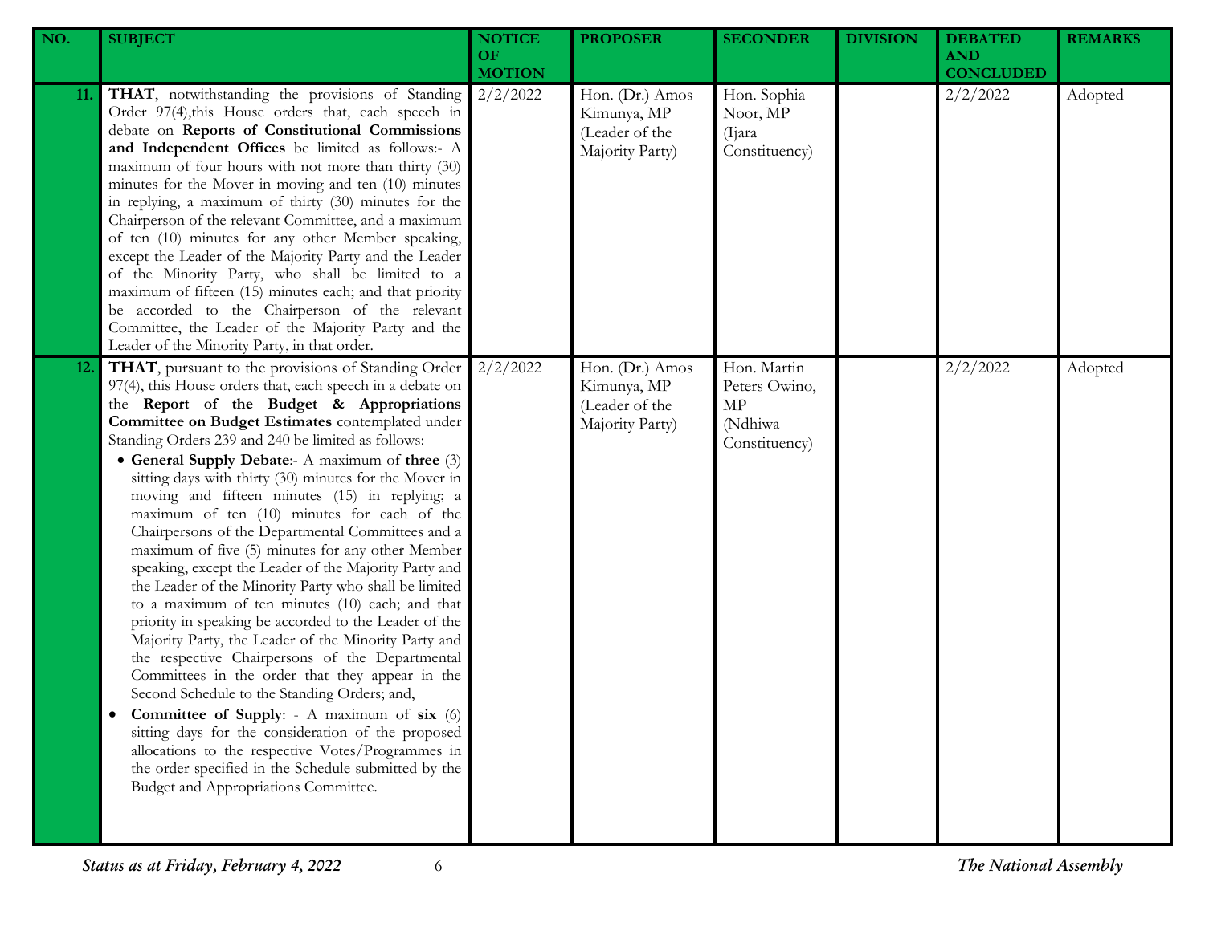| NO. | SUBJECT | NOTICE OF MOTION | PROPOSER | SECONDER | DIVISION | DEBATED AND CONCLUDED | REMARKS |
|---|---|---|---|---|---|---|---|
| 11. | **THAT**, notwithstanding the provisions of Standing Order 97(4),this House orders that, each speech in debate on **Reports of Constitutional Commissions and Independent Offices** be limited as follows:- A maximum of four hours with not more than thirty (30) minutes for the Mover in moving and ten (10) minutes in replying, a maximum of thirty (30) minutes for the Chairperson of the relevant Committee, and a maximum of ten (10) minutes for any other Member speaking, except the Leader of the Majority Party and the Leader of the Minority Party, who shall be limited to a maximum of fifteen (15) minutes each; and that priority be accorded to the Chairperson of the relevant Committee, the Leader of the Majority Party and the Leader of the Minority Party, in that order. | 2/2/2022 | Hon. (Dr.) Amos Kimunya, MP (Leader of the Majority Party) | Hon. Sophia Noor, MP (Ijara Constituency) | | 2/2/2022 | Adopted |
| 12. | **THAT**, pursuant to the provisions of Standing Order 97(4), this House orders that, each speech in a debate on the **Report of the Budget & Appropriations Committee on Budget Estimates** contemplated under Standing Orders 239 and 240 be limited as follows:<br>• **General Supply Debate**:- A maximum of **three** (3) sitting days with thirty (30) minutes for the Mover in moving and fifteen minutes (15) in replying; a maximum of ten (10) minutes for each of the Chairpersons of the Departmental Committees and a maximum of five (5) minutes for any other Member speaking, except the Leader of the Majority Party and the Leader of the Minority Party who shall be limited to a maximum of ten minutes (10) each; and that priority in speaking be accorded to the Leader of the Majority Party, the Leader of the Minority Party and the respective Chairpersons of the Departmental Committees in the order that they appear in the Second Schedule to the Standing Orders; and,<br>• **Committee of Supply**: - A maximum of **six** (6) sitting days for the consideration of the proposed allocations to the respective Votes/Programmes in the order specified in the Schedule submitted by the Budget and Appropriations Committee. | 2/2/2022 | Hon. (Dr.) Amos Kimunya, MP (Leader of the Majority Party) | Hon. Martin Peters Owino, MP (Ndhiwa Constituency) | | 2/2/2022 | Adopted |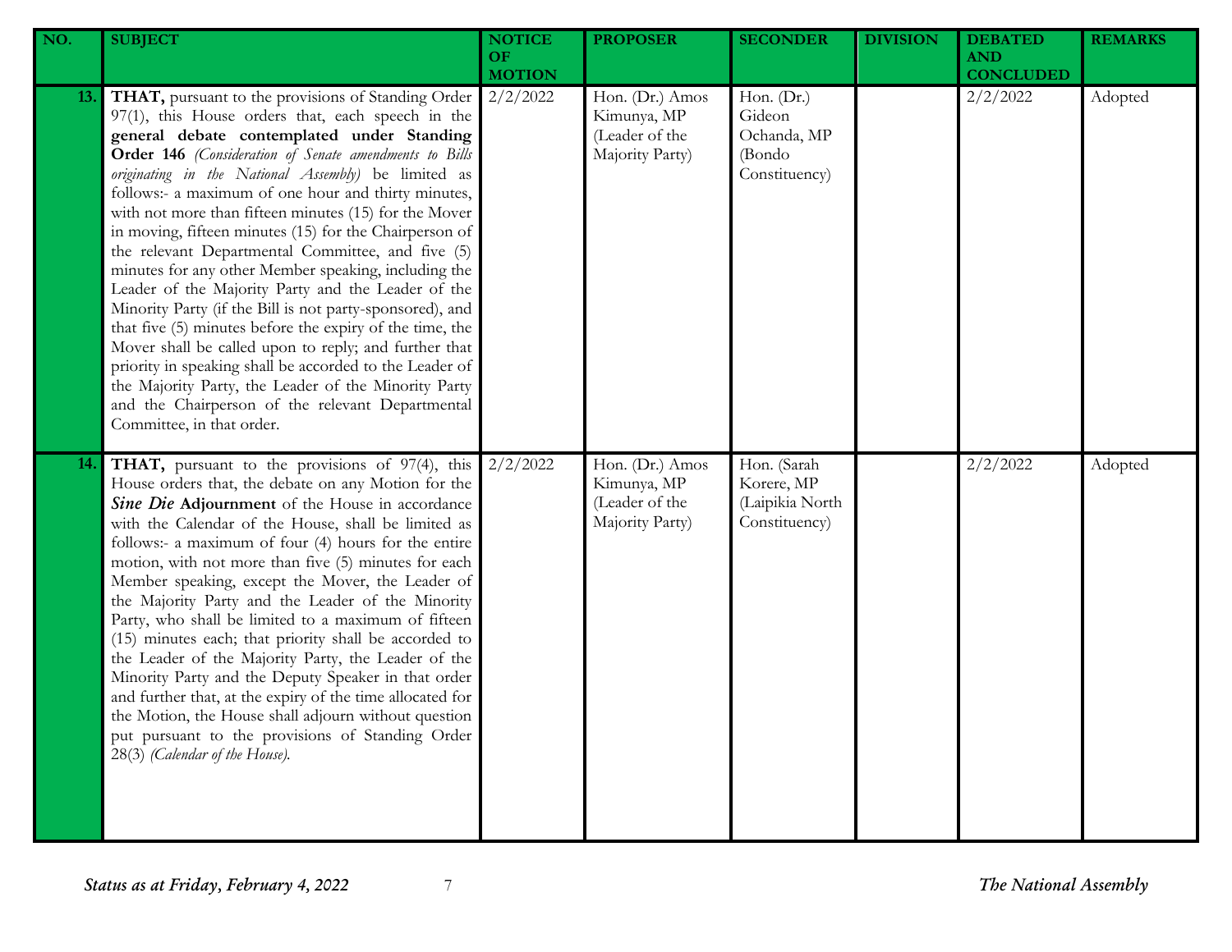| NO. | SUBJECT | NOTICE OF MOTION | PROPOSER | SECONDER | DIVISION | DEBATED AND CONCLUDED | REMARKS |
|---|---|---|---|---|---|---|---|
| 13. | **THAT,** pursuant to the provisions of Standing Order 97(1), this House orders that, each speech in the **general debate contemplated under Standing Order 146** *(Consideration of Senate amendments to Bills originating in the National Assembly)* be limited as follows:- a maximum of one hour and thirty minutes, with not more than fifteen minutes (15) for the Mover in moving, fifteen minutes (15) for the Chairperson of the relevant Departmental Committee, and five (5) minutes for any other Member speaking, including the Leader of the Majority Party and the Leader of the Minority Party (if the Bill is not party-sponsored), and that five (5) minutes before the expiry of the time, the Mover shall be called upon to reply; and further that priority in speaking shall be accorded to the Leader of the Majority Party, the Leader of the Minority Party and the Chairperson of the relevant Departmental Committee, in that order. | 2/2/2022 | Hon. (Dr.) Amos Kimunya, MP (Leader of the Majority Party) | Hon. (Dr.) Gideon Ochanda, MP (Bondo Constituency) | | 2/2/2022 | Adopted |
| 14. | **THAT,** pursuant to the provisions of 97(4), this House orders that, the debate on any Motion for the ***Sine Die* Adjournment** of the House in accordance with the Calendar of the House, shall be limited as follows:- a maximum of four (4) hours for the entire motion, with not more than five (5) minutes for each Member speaking, except the Mover, the Leader of the Majority Party and the Leader of the Minority Party, who shall be limited to a maximum of fifteen (15) minutes each; that priority shall be accorded to the Leader of the Majority Party, the Leader of the Minority Party and the Deputy Speaker in that order and further that, at the expiry of the time allocated for the Motion, the House shall adjourn without question put pursuant to the provisions of Standing Order 28(3) *(Calendar of the House).* | 2/2/2022 | Hon. (Dr.) Amos Kimunya, MP (Leader of the Majority Party) | Hon. (Sarah Korere, MP (Laipikia North Constituency) | | 2/2/2022 | Adopted |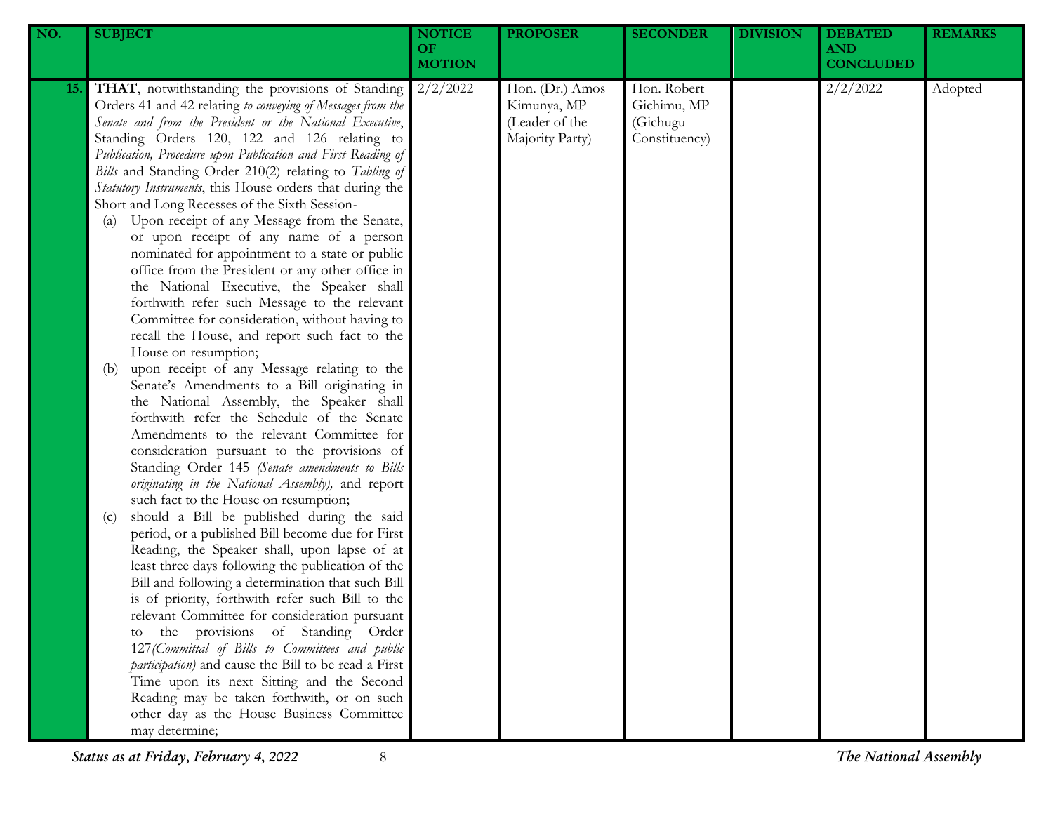| NO. | SUBJECT | NOTICE OF MOTION | PROPOSER | SECONDER | DIVISION | DEBATED AND CONCLUDED | REMARKS |
|---|---|---|---|---|---|---|---|
| 15. | **THAT**, notwithstanding the provisions of Standing Orders 41 and 42 relating *to conveying of Messages from the Senate and from the President or the National Executive*, Standing Orders 120, 122 and 126 relating to *Publication, Procedure upon Publication and First Reading of Bills* and Standing Order 210(2) relating to *Tabling of Statutory Instruments*, this House orders that during the Short and Long Recesses of the Sixth Session-<br>(a) Upon receipt of any Message from the Senate, or upon receipt of any name of a person nominated for appointment to a state or public office from the President or any other office in the National Executive, the Speaker shall forthwith refer such Message to the relevant Committee for consideration, without having to recall the House, and report such fact to the House on resumption;<br>(b) upon receipt of any Message relating to the Senate's Amendments to a Bill originating in the National Assembly, the Speaker shall forthwith refer the Schedule of the Senate Amendments to the relevant Committee for consideration pursuant to the provisions of Standing Order 145 *(Senate amendments to Bills originating in the National Assembly)*, and report such fact to the House on resumption;<br>(c) should a Bill be published during the said period, or a published Bill become due for First Reading, the Speaker shall, upon lapse of at least three days following the publication of the Bill and following a determination that such Bill is of priority, forthwith refer such Bill to the relevant Committee for consideration pursuant to the provisions of Standing Order 127*(Committal of Bills to Committees and public participation)* and cause the Bill to be read a First Time upon its next Sitting and the Second Reading may be taken forthwith, or on such other day as the House Business Committee may determine; | 2/2/2022 | Hon. (Dr.) Amos Kimunya, MP (Leader of the Majority Party) | Hon. Robert Gichimu, MP (Gichugu Constituency) | | 2/2/2022 | Adopted |

*Status as at Friday, February 4, 2022* | *The National Assembly*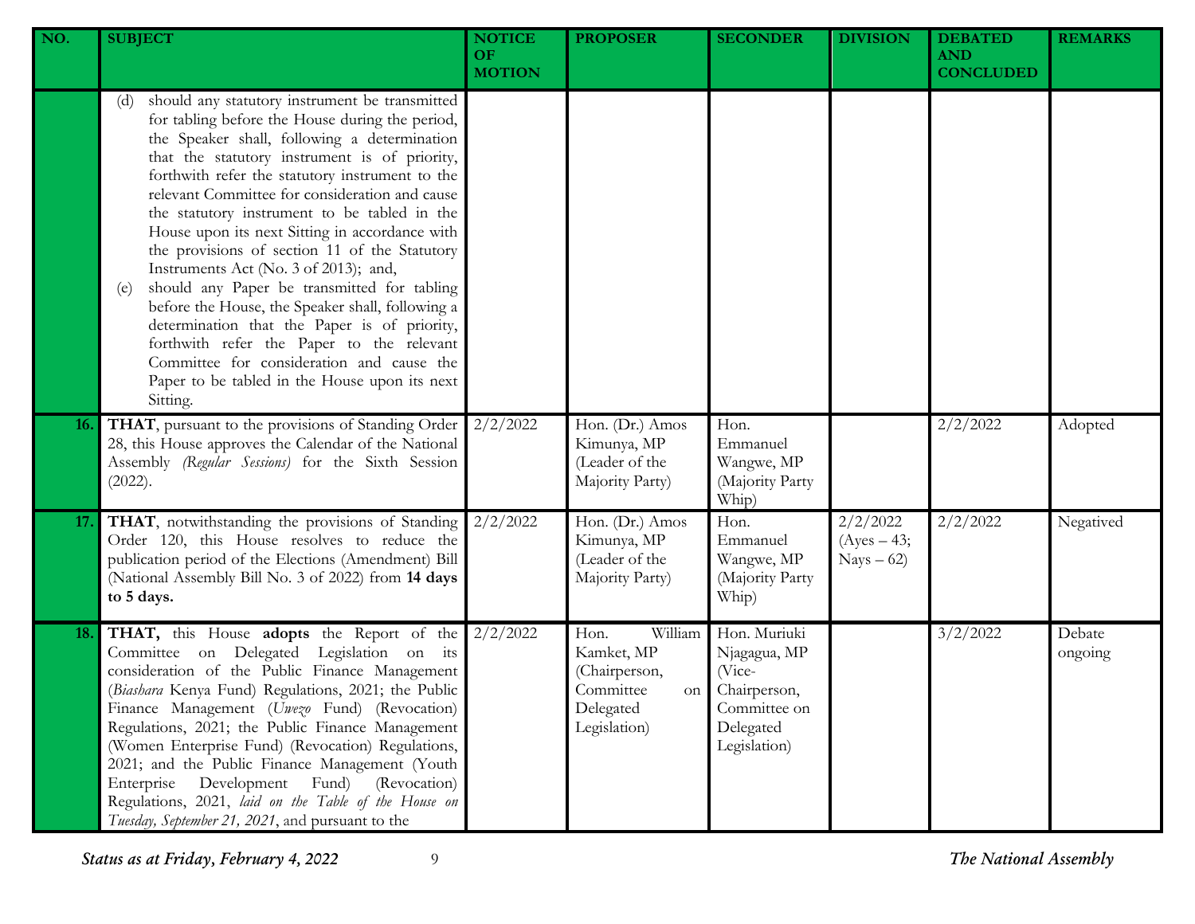| NO. | SUBJECT | NOTICE OF MOTION | PROPOSER | SECONDER | DIVISION | DEBATED AND CONCLUDED | REMARKS |
|---|---|---|---|---|---|---|---|
| | (d) should any statutory instrument be transmitted for tabling before the House during the period, the Speaker shall, following a determination that the statutory instrument is of priority, forthwith refer the statutory instrument to the relevant Committee for consideration and cause the statutory instrument to be tabled in the House upon its next Sitting in accordance with the provisions of section 11 of the Statutory Instruments Act (No. 3 of 2013); and, (e) should any Paper be transmitted for tabling before the House, the Speaker shall, following a determination that the Paper is of priority, forthwith refer the Paper to the relevant Committee for consideration and cause the Paper to be tabled in the House upon its next Sitting. | | | | | | |
| 16. | **THAT**, pursuant to the provisions of Standing Order 28, this House approves the Calendar of the National Assembly *(Regular Sessions)* for the Sixth Session (2022). | 2/2/2022 | Hon. (Dr.) Amos Kimunya, MP (Leader of the Majority Party) | Hon. Emmanuel Wangwe, MP (Majority Party Whip) | | 2/2/2022 | Adopted |
| 17. | **THAT**, notwithstanding the provisions of Standing Order 120, this House resolves to reduce the publication period of the Elections (Amendment) Bill (National Assembly Bill No. 3 of 2022) from **14 days to 5 days.** | 2/2/2022 | Hon. (Dr.) Amos Kimunya, MP (Leader of the Majority Party) | Hon. Emmanuel Wangwe, MP (Majority Party Whip) | 2/2/2022 (Ayes – 43; Nays – 62) | 2/2/2022 | Negatived |
| 18. | **THAT,** this House **adopts** the Report of the Committee on Delegated Legislation on its consideration of the Public Finance Management (*Biashara* Kenya Fund) Regulations, 2021; the Public Finance Management (*Uwezo* Fund) (Revocation) Regulations, 2021; the Public Finance Management (Women Enterprise Fund) (Revocation) Regulations, 2021; and the Public Finance Management (Youth Enterprise Development Fund) (Revocation) Regulations, 2021, *laid on the Table of the House on Tuesday, September 21, 2021*, and pursuant to the | 2/2/2022 | Hon. William Kamket, MP (Chairperson, Committee on Delegated Legislation) | Hon. Muriuki Njagagua, MP (Vice-Chairperson, Committee on Delegated Legislation) | | 3/2/2022 | Debate ongoing |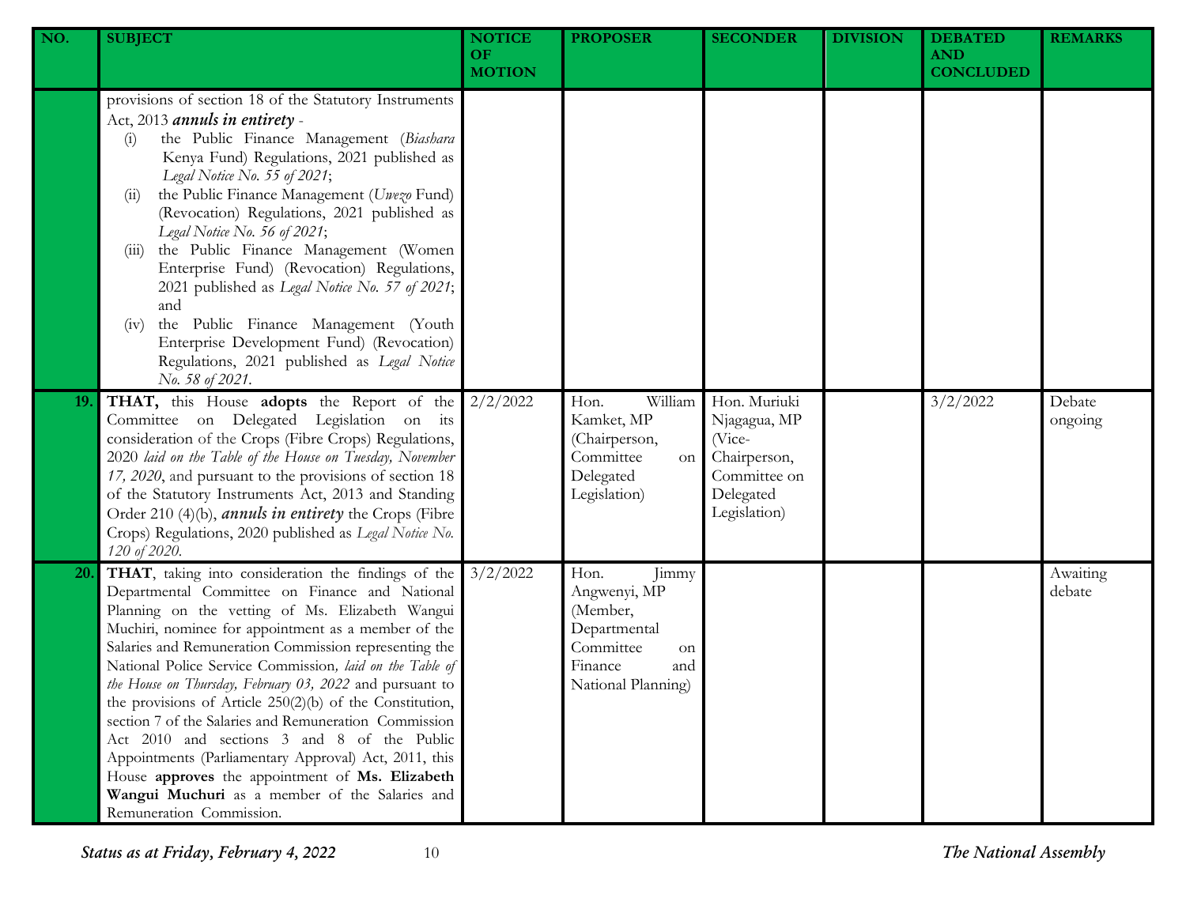| NO. | SUBJECT | NOTICE OF MOTION | PROPOSER | SECONDER | DIVISION | DEBATED AND CONCLUDED | REMARKS |
|---|---|---|---|---|---|---|---|
| | provisions of section 18 of the Statutory Instruments Act, 2013 ***annuls in entirety*** - <br>(i) the Public Finance Management (*Biashara* Kenya Fund) Regulations, 2021 published as *Legal Notice No. 55 of 2021*; <br>(ii) the Public Finance Management (*Uwezo* Fund) (Revocation) Regulations, 2021 published as *Legal Notice No. 56 of 2021*; <br>(iii) the Public Finance Management (Women Enterprise Fund) (Revocation) Regulations, 2021 published as *Legal Notice No. 57 of 2021*; and <br>(iv) the Public Finance Management (Youth Enterprise Development Fund) (Revocation) Regulations, 2021 published as *Legal Notice No. 58 of 2021*. | | | | | | |
| 19. | **THAT,** this House **adopts** the Report of the Committee on Delegated Legislation on its consideration of the Crops (Fibre Crops) Regulations, 2020 *laid on the Table of the House on Tuesday, November 17, 2020*, and pursuant to the provisions of section 18 of the Statutory Instruments Act, 2013 and Standing Order 210 (4)(b), ***annuls in entirety*** the Crops (Fibre Crops) Regulations, 2020 published as *Legal Notice No. 120 of 2020*. | 2/2/2022 | Hon. William Kamket, MP (Chairperson, Committee on Delegated Legislation) | Hon. Muriuki Njagagua, MP (Vice-Chairperson, Committee on Delegated Legislation) | | 3/2/2022 | Debate ongoing |
| 20. | **THAT**, taking into consideration the findings of the Departmental Committee on Finance and National Planning on the vetting of Ms. Elizabeth Wangui Muchiri, nominee for appointment as a member of the Salaries and Remuneration Commission representing the National Police Service Commission*, laid on the Table of the House on Thursday, February 03, 2022* and pursuant to the provisions of Article 250(2)(b) of the Constitution, section 7 of the Salaries and Remuneration Commission Act 2010 and sections 3 and 8 of the Public Appointments (Parliamentary Approval) Act, 2011, this House **approves** the appointment of **Ms. Elizabeth Wangui Muchuri** as a member of the Salaries and Remuneration Commission. | 3/2/2022 | Hon. Jimmy Angwenyi, MP (Member, Departmental Committee on Finance and National Planning) | | | | Awaiting debate |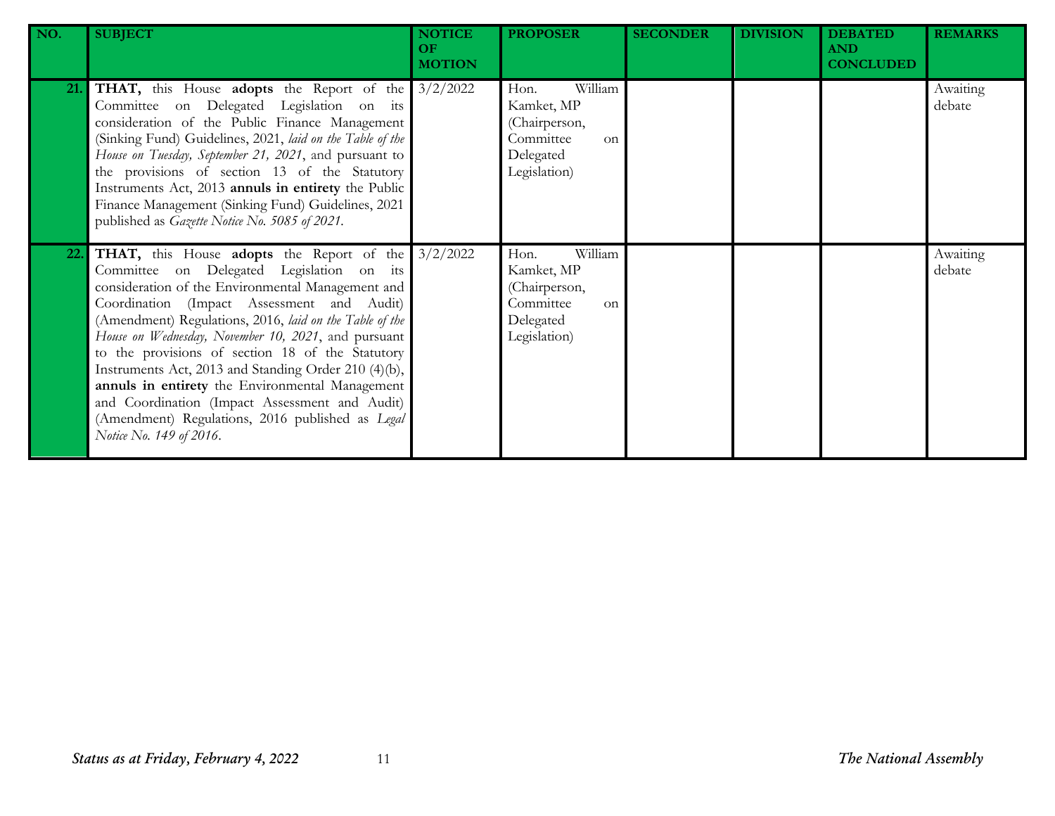| NO. | SUBJECT | NOTICE OF MOTION | PROPOSER | SECONDER | DIVISION | DEBATED AND CONCLUDED | REMARKS |
|---|---|---|---|---|---|---|---|
| 21. | **THAT,** this House **adopts** the Report of the Committee on Delegated Legislation on its consideration of the Public Finance Management (Sinking Fund) Guidelines, 2021, *laid on the Table of the House on Tuesday, September 21, 2021*, and pursuant to the provisions of section 13 of the Statutory Instruments Act, 2013 **annuls in entirety** the Public Finance Management (Sinking Fund) Guidelines, 2021 published as *Gazette Notice No. 5085 of 2021*. | 3/2/2022 | Hon. William Kamket, MP (Chairperson, Committee on Delegated Legislation) | | | | Awaiting debate |
| 22. | **THAT,** this House **adopts** the Report of the Committee on Delegated Legislation on its consideration of the Environmental Management and Coordination (Impact Assessment and Audit) (Amendment) Regulations, 2016, *laid on the Table of the House on Wednesday, November 10, 2021*, and pursuant to the provisions of section 18 of the Statutory Instruments Act, 2013 and Standing Order 210 (4)(b), **annuls in entirety** the Environmental Management and Coordination (Impact Assessment and Audit) (Amendment) Regulations, 2016 published as *Legal Notice No. 149 of 2016*. | 3/2/2022 | Hon. William Kamket, MP (Chairperson, Committee on Delegated Legislation) | | | | Awaiting debate |